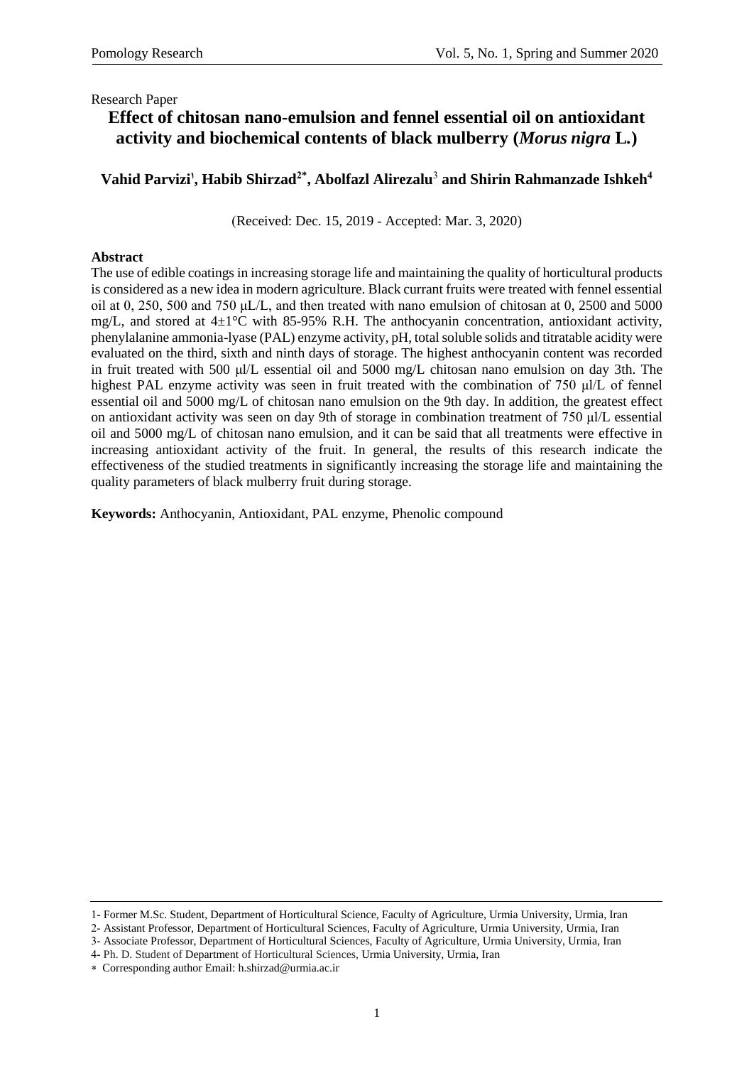Research Paper

# Effect of chitosan nano-emulsion and fennel essential oil on antioxidant activity and biochemical contents of black mulberry (*Morus nigra* L.)

**Vahid Parvizi[1], Habib Shirzad[2*], Abolfazl Alirezalu[3] and Shirin Rahmanzade Ishkeh[4]**

(Received: Dec. 15, 2019 - Accepted: Mar. 3, 2020)

### Abstract

The use of edible coatings in increasing storage life and maintaining the quality of horticultural products is considered as a new idea in modern agriculture. Black currant fruits were treated with fennel essential oil at 0, 250, 500 and 750 μL/L, and then treated with nano emulsion of chitosan at 0, 2500 and 5000 mg/L, and stored at 4±1°C with 85-95% R.H. The anthocyanin concentration, antioxidant activity, phenylalanine ammonia-lyase (PAL) enzyme activity, pH, total soluble solids and titratable acidity were evaluated on the third, sixth and ninth days of storage. The highest anthocyanin content was recorded in fruit treated with 500 μl/L essential oil and 5000 mg/L chitosan nano emulsion on day 3th. The highest PAL enzyme activity was seen in fruit treated with the combination of 750 μl/L of fennel essential oil and 5000 mg/L of chitosan nano emulsion on the 9th day. In addition, the greatest effect on antioxidant activity was seen on day 9th of storage in combination treatment of 750 μl/L essential oil and 5000 mg/L of chitosan nano emulsion, and it can be said that all treatments were effective in increasing antioxidant activity of the fruit. In general, the results of this research indicate the effectiveness of the studied treatments in significantly increasing the storage life and maintaining the quality parameters of black mulberry fruit during storage.

**Keywords:** Anthocyanin, Antioxidant, PAL enzyme, Phenolic compound

---

1- Former M.Sc. Student, Department of Horticultural Science, Faculty of Agriculture, Urmia University, Urmia, Iran

2- Assistant Professor, Department of Horticultural Sciences, Faculty of Agriculture, Urmia University, Urmia, Iran

3- Associate Professor, Department of Horticultural Sciences, Faculty of Agriculture, Urmia University, Urmia, Iran

4- Ph. D. Student of Department of Horticultural Sciences, Urmia University, Urmia, Iran

\* Corresponding author Email: h.shirzad@urmia.ac.ir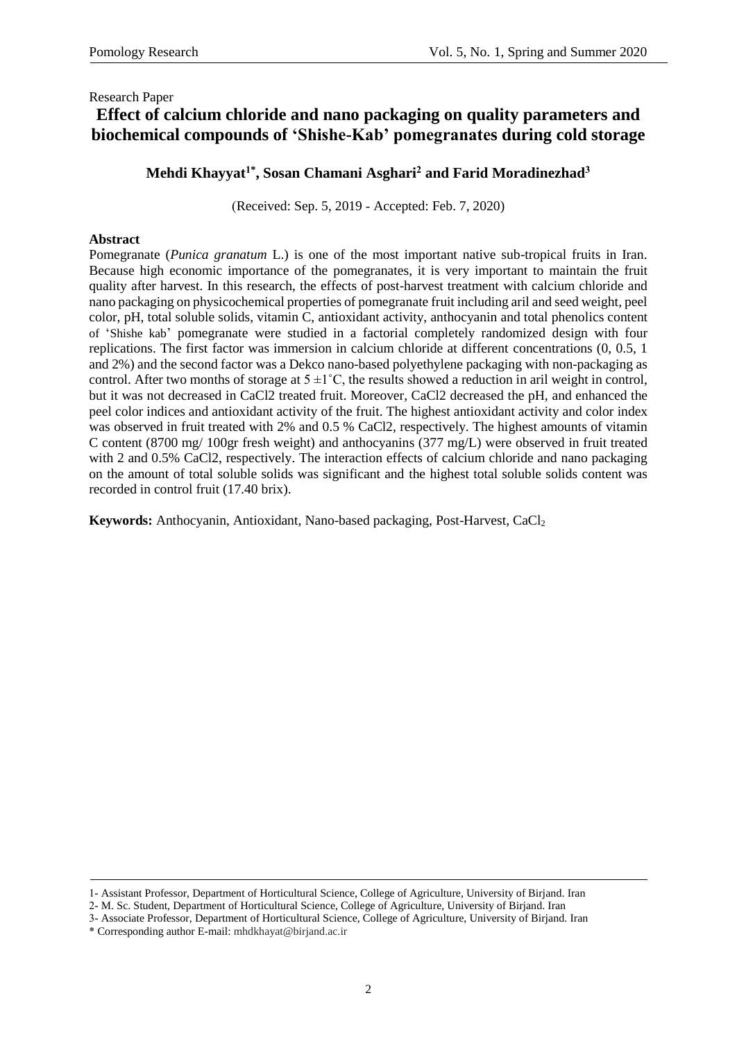Research Paper

# Effect of calcium chloride and nano packaging on quality parameters and biochemical compounds of 'Shishe-Kab' pomegranates during cold storage

**Mehdi Khayyat[1*], Sosan Chamani Asghari[2] and Farid Moradinezhad[3]**

(Received: Sep. 5, 2019 - Accepted: Feb. 7, 2020)

## Abstract

Pomegranate (*Punica granatum* L.) is one of the most important native sub-tropical fruits in Iran. Because high economic importance of the pomegranates, it is very important to maintain the fruit quality after harvest. In this research, the effects of post-harvest treatment with calcium chloride and nano packaging on physicochemical properties of pomegranate fruit including aril and seed weight, peel color, pH, total soluble solids, vitamin C, antioxidant activity, anthocyanin and total phenolics content of 'Shishe kab' pomegranate were studied in a factorial completely randomized design with four replications. The first factor was immersion in calcium chloride at different concentrations (0, 0.5, 1 and 2%) and the second factor was a Dekco nano-based polyethylene packaging with non-packaging as control. After two months of storage at $5 \pm 1^{\circ}C$, the results showed a reduction in aril weight in control, but it was not decreased in $CaCl_2$ treated fruit. Moreover, $CaCl_2$ decreased the pH, and enhanced the peel color indices and antioxidant activity of the fruit. The highest antioxidant activity and color index was observed in fruit treated with 2% and 0.5 % $CaCl_2$, respectively. The highest amounts of vitamin C content (8700 mg/ 100gr fresh weight) and anthocyanins (377 mg/L) were observed in fruit treated with 2 and 0.5% $CaCl_2$, respectively. The interaction effects of calcium chloride and nano packaging on the amount of total soluble solids was significant and the highest total soluble solids content was recorded in control fruit (17.40 brix).

**Keywords:** Anthocyanin, Antioxidant, Nano-based packaging, Post-Harvest, $CaCl_2$

---

1- Assistant Professor, Department of Horticultural Science, College of Agriculture, University of Birjand. Iran

2- M. Sc. Student, Department of Horticultural Science, College of Agriculture, University of Birjand. Iran

3- Associate Professor, Department of Horticultural Science, College of Agriculture, University of Birjand. Iran

\* Corresponding author E-mail: mhdkhayat@birjand.ac.ir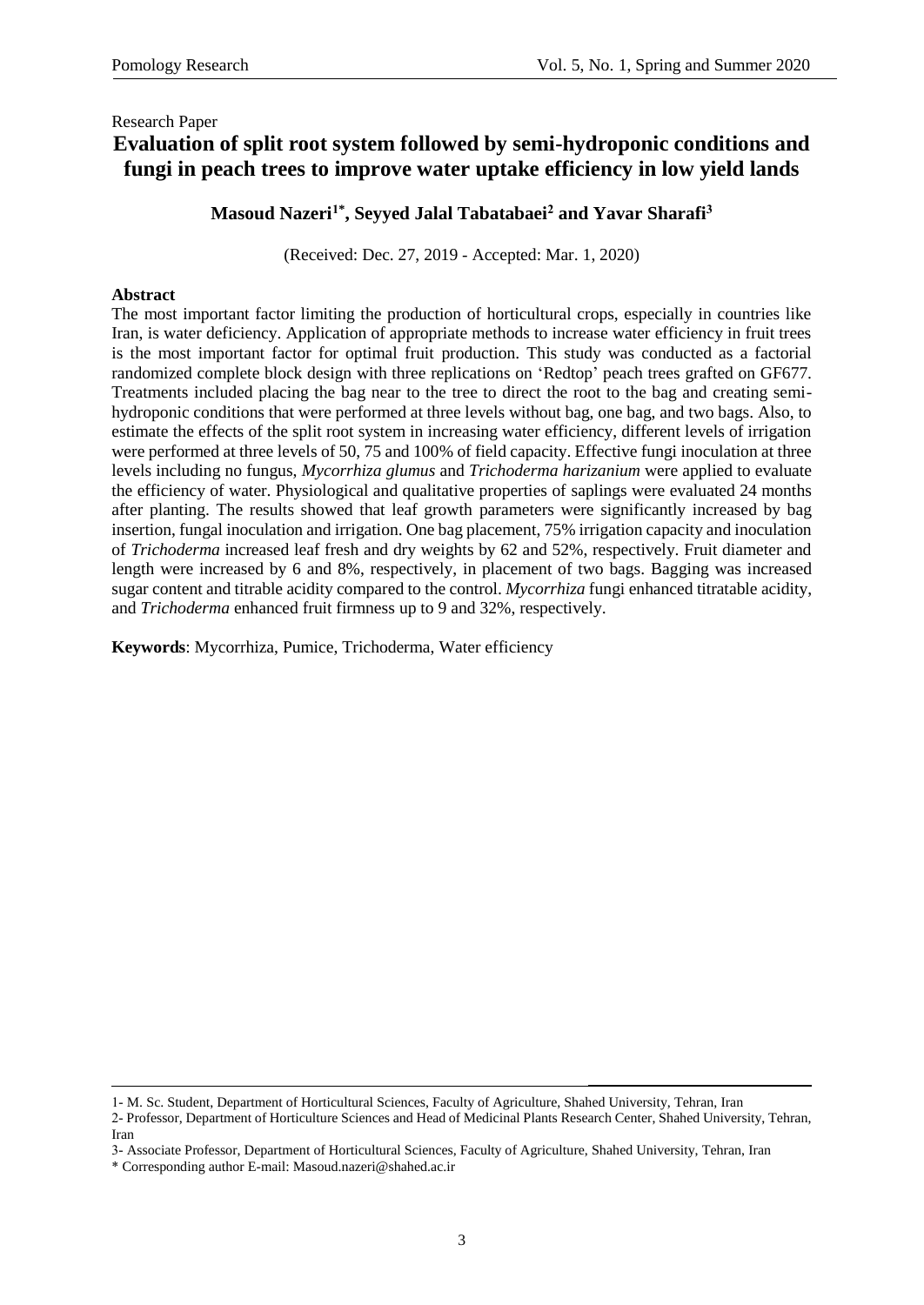Research Paper

# Evaluation of split root system followed by semi-hydroponic conditions and fungi in peach trees to improve water uptake efficiency in low yield lands

**Masoud Nazeri[1*], Seyyed Jalal Tabatabaei[2] and Yavar Sharafi[3]**

(Received: Dec. 27, 2019 - Accepted: Mar. 1, 2020)

**Abstract**

The most important factor limiting the production of horticultural crops, especially in countries like Iran, is water deficiency. Application of appropriate methods to increase water efficiency in fruit trees is the most important factor for optimal fruit production. This study was conducted as a factorial randomized complete block design with three replications on 'Redtop' peach trees grafted on GF677. Treatments included placing the bag near to the tree to direct the root to the bag and creating semi-hydroponic conditions that were performed at three levels without bag, one bag, and two bags. Also, to estimate the effects of the split root system in increasing water efficiency, different levels of irrigation were performed at three levels of 50, 75 and 100% of field capacity. Effective fungi inoculation at three levels including no fungus, *Mycorrhiza glumus* and *Trichoderma harizanium* were applied to evaluate the efficiency of water. Physiological and qualitative properties of saplings were evaluated 24 months after planting. The results showed that leaf growth parameters were significantly increased by bag insertion, fungal inoculation and irrigation. One bag placement, 75% irrigation capacity and inoculation of *Trichoderma* increased leaf fresh and dry weights by 62 and 52%, respectively. Fruit diameter and length were increased by 6 and 8%, respectively, in placement of two bags. Bagging was increased sugar content and titrable acidity compared to the control. *Mycorrhiza* fungi enhanced titratable acidity, and *Trichoderma* enhanced fruit firmness up to 9 and 32%, respectively.

**Keywords**: Mycorrhiza, Pumice, Trichoderma, Water efficiency

---

1- M. Sc. Student, Department of Horticultural Sciences, Faculty of Agriculture, Shahed University, Tehran, Iran

2- Professor, Department of Horticulture Sciences and Head of Medicinal Plants Research Center, Shahed University, Tehran, Iran

3- Associate Professor, Department of Horticultural Sciences, Faculty of Agriculture, Shahed University, Tehran, Iran

\* Corresponding author E-mail: Masoud.nazeri@shahed.ac.ir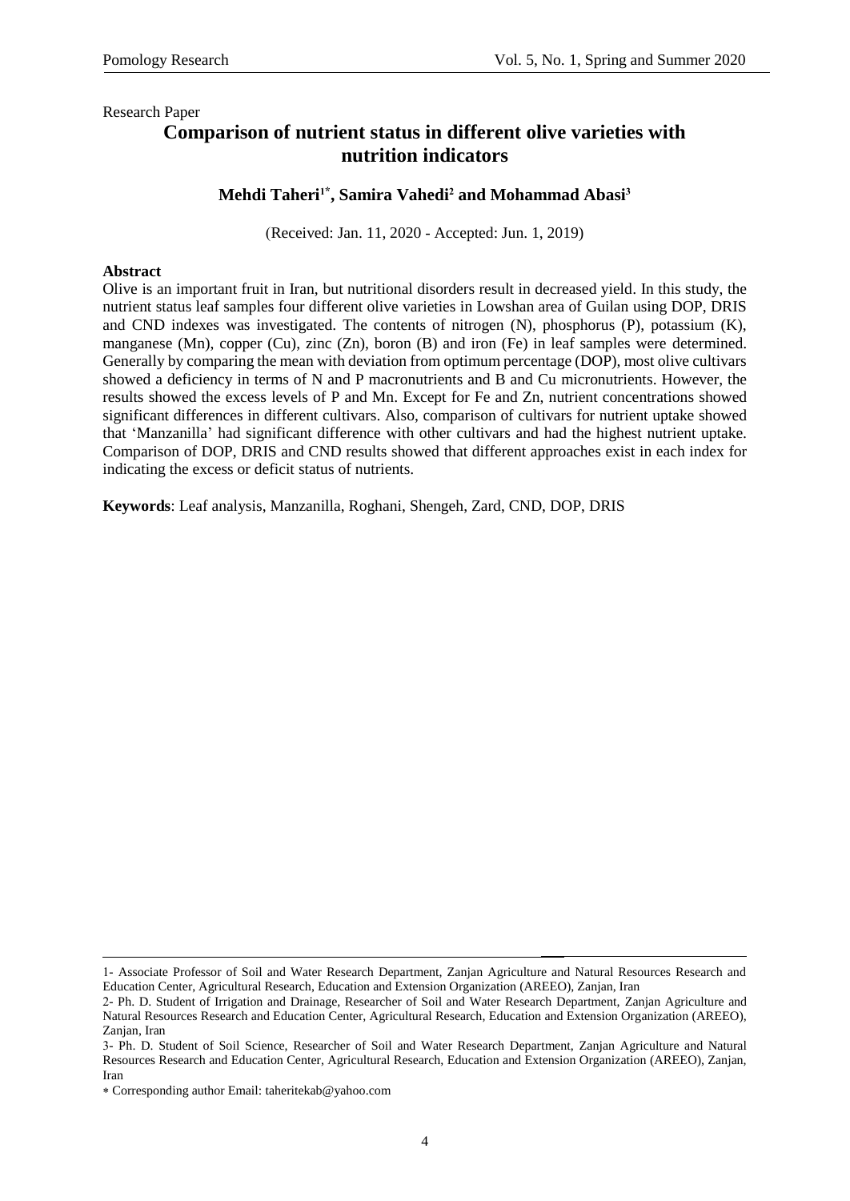Research Paper

# Comparison of nutrient status in different olive varieties with nutrition indicators

**Mehdi Taheri[1*], Samira Vahedi[2] and Mohammad Abasi[3]**

(Received: Jan. 11, 2020 - Accepted: Jun. 1, 2019)

**Abstract**

Olive is an important fruit in Iran, but nutritional disorders result in decreased yield. In this study, the nutrient status leaf samples four different olive varieties in Lowshan area of Guilan using DOP, DRIS and CND indexes was investigated. The contents of nitrogen (N), phosphorus (P), potassium (K), manganese (Mn), copper (Cu), zinc (Zn), boron (B) and iron (Fe) in leaf samples were determined. Generally by comparing the mean with deviation from optimum percentage (DOP), most olive cultivars showed a deficiency in terms of N and P macronutrients and B and Cu micronutrients. However, the results showed the excess levels of P and Mn. Except for Fe and Zn, nutrient concentrations showed significant differences in different cultivars. Also, comparison of cultivars for nutrient uptake showed that 'Manzanilla' had significant difference with other cultivars and had the highest nutrient uptake. Comparison of DOP, DRIS and CND results showed that different approaches exist in each index for indicating the excess or deficit status of nutrients.

**Keywords**: Leaf analysis, Manzanilla, Roghani, Shengeh, Zard, CND, DOP, DRIS

---

1- Associate Professor of Soil and Water Research Department, Zanjan Agriculture and Natural Resources Research and Education Center, Agricultural Research, Education and Extension Organization (AREEO), Zanjan, Iran

2- Ph. D. Student of Irrigation and Drainage, Researcher of Soil and Water Research Department, Zanjan Agriculture and Natural Resources Research and Education Center, Agricultural Research, Education and Extension Organization (AREEO), Zanjan, Iran

3- Ph. D. Student of Soil Science, Researcher of Soil and Water Research Department, Zanjan Agriculture and Natural Resources Research and Education Center, Agricultural Research, Education and Extension Organization (AREEO), Zanjan, Iran

* Corresponding author Email: taheritekab@yahoo.com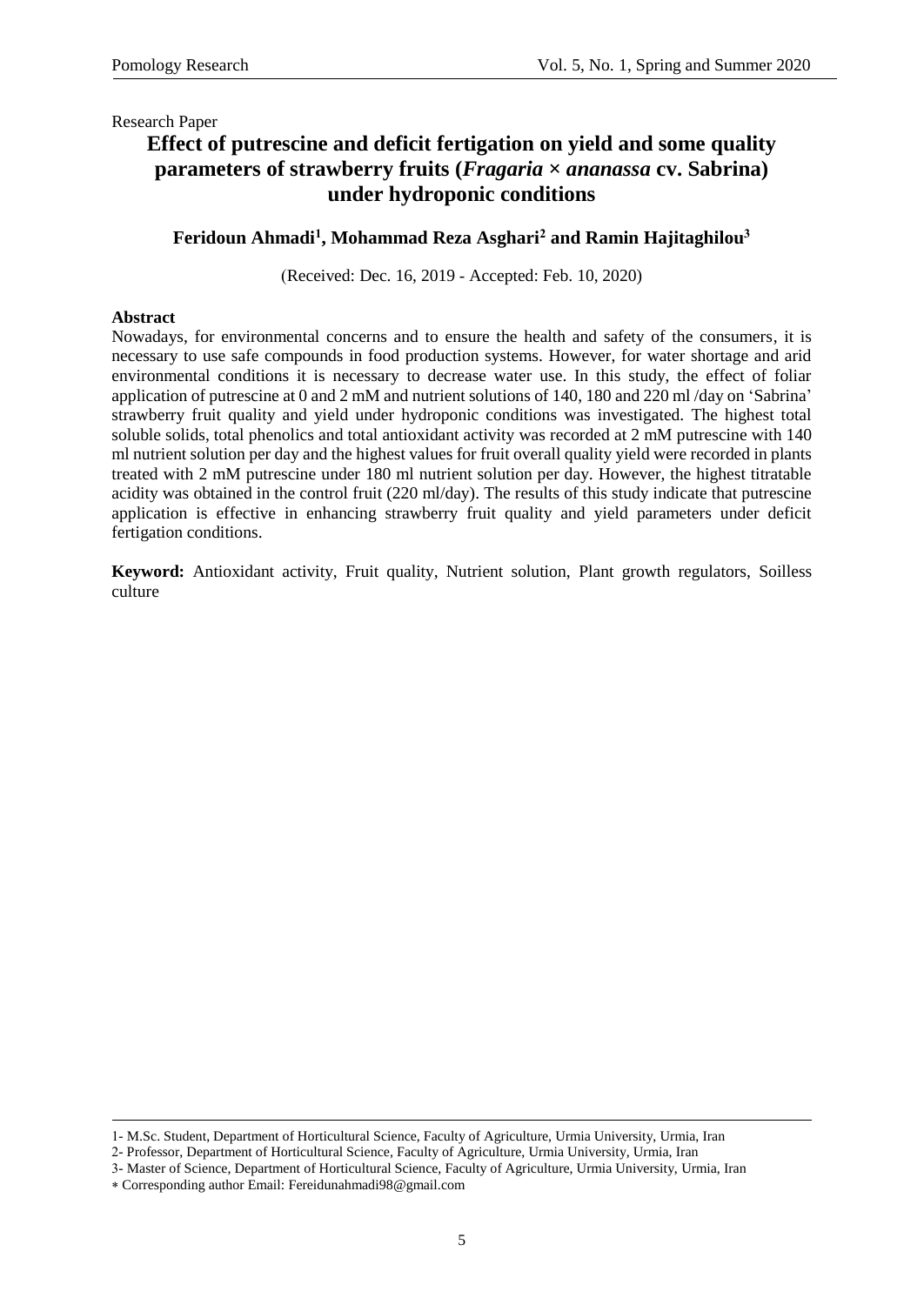Research Paper

# Effect of putrescine and deficit fertigation on yield and some quality parameters of strawberry fruits (*Fragaria × ananassa* cv. Sabrina) under hydroponic conditions

**Feridoun Ahmadi[1], Mohammad Reza Asghari[2] and Ramin Hajitaghilou[3]**

(Received: Dec. 16, 2019 - Accepted: Feb. 10, 2020)

## Abstract

Nowadays, for environmental concerns and to ensure the health and safety of the consumers, it is necessary to use safe compounds in food production systems. However, for water shortage and arid environmental conditions it is necessary to decrease water use. In this study, the effect of foliar application of putrescine at 0 and 2 mM and nutrient solutions of 140, 180 and 220 ml /day on 'Sabrina' strawberry fruit quality and yield under hydroponic conditions was investigated. The highest total soluble solids, total phenolics and total antioxidant activity was recorded at 2 mM putrescine with 140 ml nutrient solution per day and the highest values for fruit overall quality yield were recorded in plants treated with 2 mM putrescine under 180 ml nutrient solution per day. However, the highest titratable acidity was obtained in the control fruit (220 ml/day). The results of this study indicate that putrescine application is effective in enhancing strawberry fruit quality and yield parameters under deficit fertigation conditions.

**Keyword:** Antioxidant activity, Fruit quality, Nutrient solution, Plant growth regulators, Soilless culture

---

1- M.Sc. Student, Department of Horticultural Science, Faculty of Agriculture, Urmia University, Urmia, Iran

2- Professor, Department of Horticultural Science, Faculty of Agriculture, Urmia University, Urmia, Iran

3- Master of Science, Department of Horticultural Science, Faculty of Agriculture, Urmia University, Urmia, Iran

* Corresponding author Email: Fereidunahmadi98@gmail.com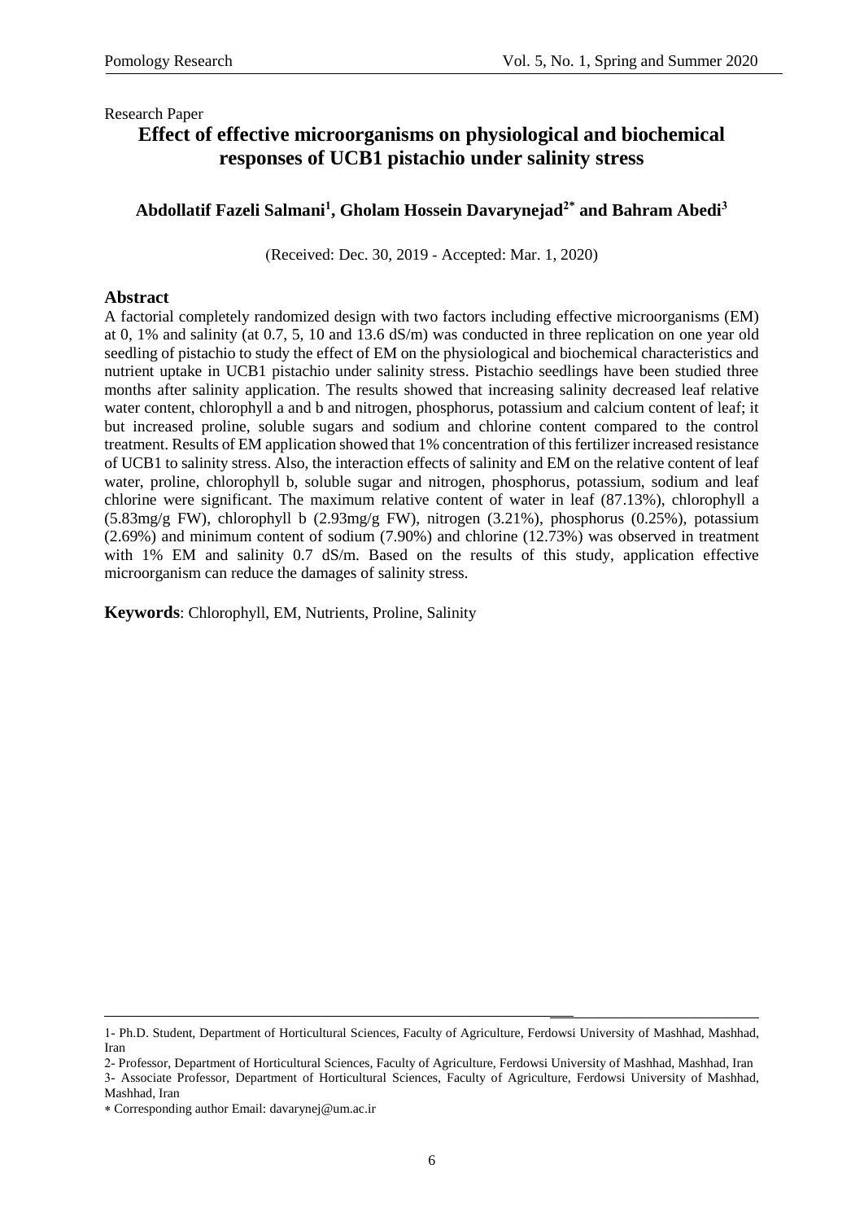Research Paper

# Effect of effective microorganisms on physiological and biochemical responses of UCB1 pistachio under salinity stress

**Abdollatif Fazeli Salmani[1], Gholam Hossein Davarynejad[2*] and Bahram Abedi[3]**

(Received: Dec. 30, 2019 - Accepted: Mar. 1, 2020)

## Abstract

A factorial completely randomized design with two factors including effective microorganisms (EM) at 0, 1% and salinity (at 0.7, 5, 10 and 13.6 dS/m) was conducted in three replication on one year old seedling of pistachio to study the effect of EM on the physiological and biochemical characteristics and nutrient uptake in UCB1 pistachio under salinity stress. Pistachio seedlings have been studied three months after salinity application. The results showed that increasing salinity decreased leaf relative water content, chlorophyll a and b and nitrogen, phosphorus, potassium and calcium content of leaf; it but increased proline, soluble sugars and sodium and chlorine content compared to the control treatment. Results of EM application showed that 1% concentration of this fertilizer increased resistance of UCB1 to salinity stress. Also, the interaction effects of salinity and EM on the relative content of leaf water, proline, chlorophyll b, soluble sugar and nitrogen, phosphorus, potassium, sodium and leaf chlorine were significant. The maximum relative content of water in leaf (87.13%), chlorophyll a (5.83mg/g FW), chlorophyll b (2.93mg/g FW), nitrogen (3.21%), phosphorus (0.25%), potassium (2.69%) and minimum content of sodium (7.90%) and chlorine (12.73%) was observed in treatment with 1% EM and salinity 0.7 dS/m. Based on the results of this study, application effective microorganism can reduce the damages of salinity stress.

**Keywords**: Chlorophyll, EM, Nutrients, Proline, Salinity

---

1- Ph.D. Student, Department of Horticultural Sciences, Faculty of Agriculture, Ferdowsi University of Mashhad, Mashhad, Iran

2- Professor, Department of Horticultural Sciences, Faculty of Agriculture, Ferdowsi University of Mashhad, Mashhad, Iran

3- Associate Professor, Department of Horticultural Sciences, Faculty of Agriculture, Ferdowsi University of Mashhad, Mashhad, Iran

* Corresponding author Email: davarynej@um.ac.ir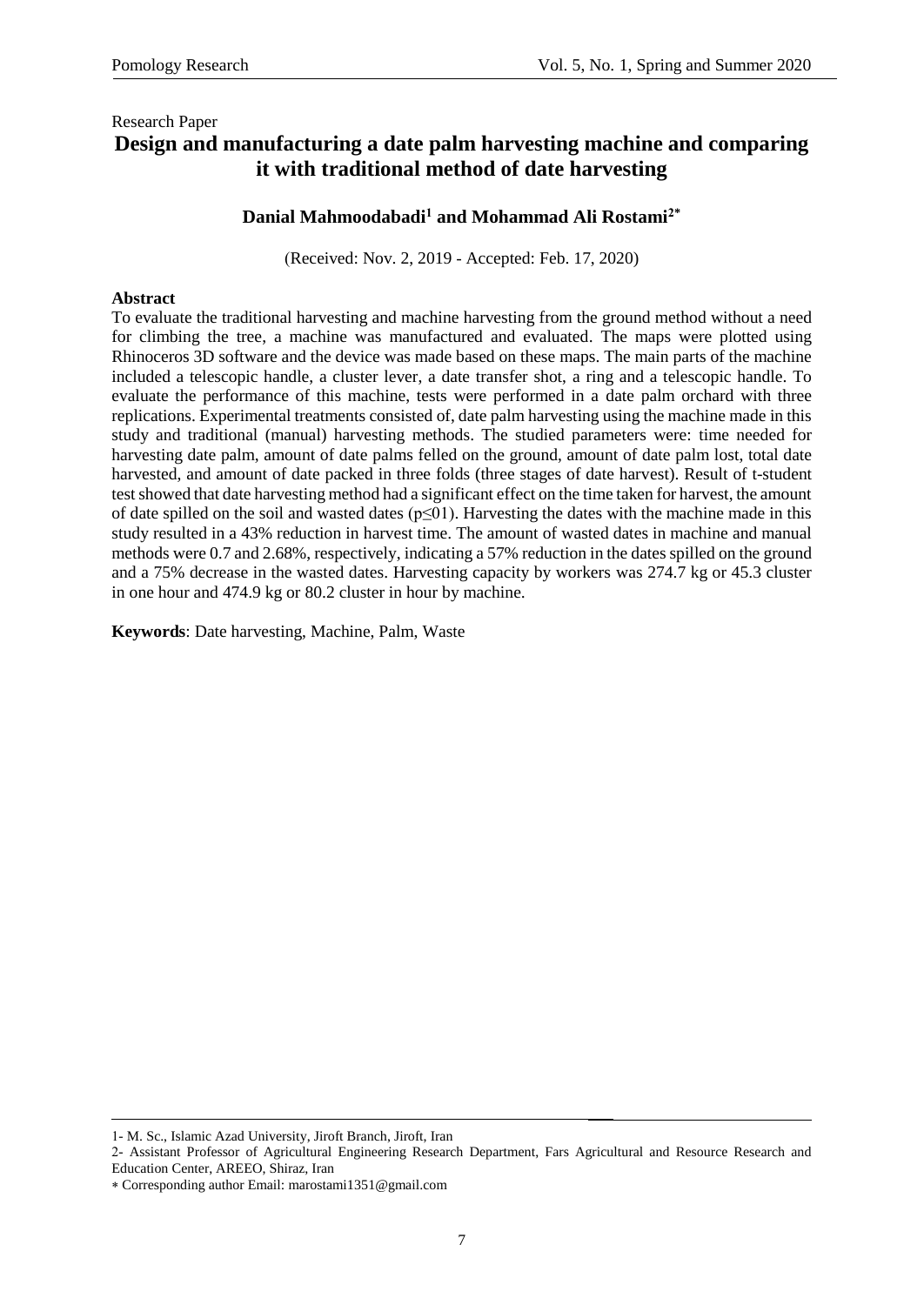Research Paper

# Design and manufacturing a date palm harvesting machine and comparing it with traditional method of date harvesting

**Danial Mahmoodabadi[1] and Mohammad Ali Rostami[2*]**

(Received: Nov. 2, 2019 - Accepted: Feb. 17, 2020)

## Abstract

To evaluate the traditional harvesting and machine harvesting from the ground method without a need for climbing the tree, a machine was manufactured and evaluated. The maps were plotted using Rhinoceros 3D software and the device was made based on these maps. The main parts of the machine included a telescopic handle, a cluster lever, a date transfer shot, a ring and a telescopic handle. To evaluate the performance of this machine, tests were performed in a date palm orchard with three replications. Experimental treatments consisted of, date palm harvesting using the machine made in this study and traditional (manual) harvesting methods. The studied parameters were: time needed for harvesting date palm, amount of date palms felled on the ground, amount of date palm lost, total date harvested, and amount of date packed in three folds (three stages of date harvest). Result of t-student test showed that date harvesting method had a significant effect on the time taken for harvest, the amount of date spilled on the soil and wasted dates ($p \leq 01$). Harvesting the dates with the machine made in this study resulted in a 43% reduction in harvest time. The amount of wasted dates in machine and manual methods were 0.7 and 2.68%, respectively, indicating a 57% reduction in the dates spilled on the ground and a 75% decrease in the wasted dates. Harvesting capacity by workers was 274.7 kg or 45.3 cluster in one hour and 474.9 kg or 80.2 cluster in hour by machine.

**Keywords**: Date harvesting, Machine, Palm, Waste

---

1- M. Sc., Islamic Azad University, Jiroft Branch, Jiroft, Iran

2- Assistant Professor of Agricultural Engineering Research Department, Fars Agricultural and Resource Research and Education Center, AREEO, Shiraz, Iran

* Corresponding author Email: marostami1351@gmail.com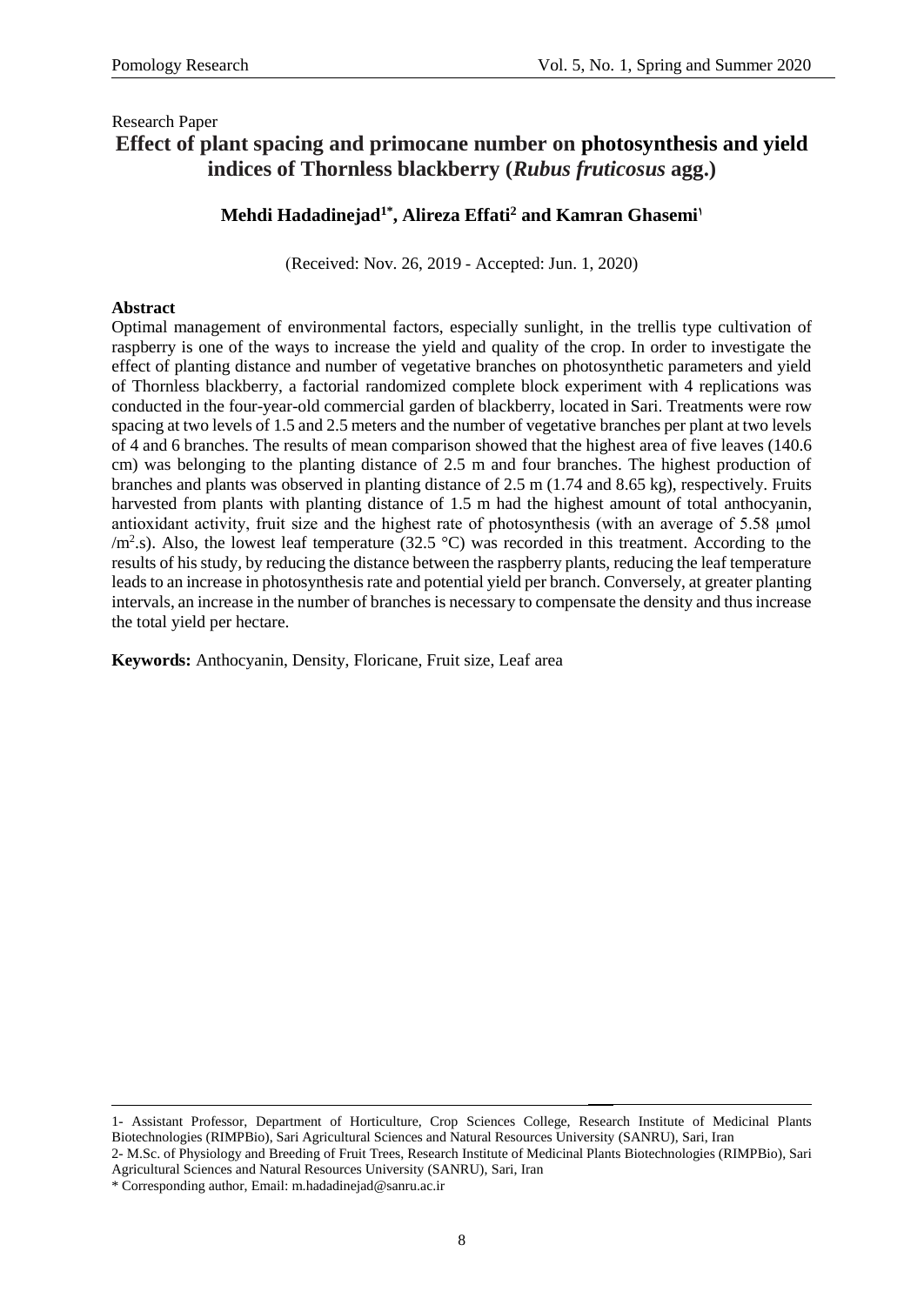Research Paper

# Effect of plant spacing and primocane number on photosynthesis and yield indices of Thornless blackberry (*Rubus fruticosus* agg.)

**Mehdi Hadadinejad[1*], Alireza Effati[2] and Kamran Ghasemi[1]**

(Received: Nov. 26, 2019 - Accepted: Jun. 1, 2020)

**Abstract**

Optimal management of environmental factors, especially sunlight, in the trellis type cultivation of raspberry is one of the ways to increase the yield and quality of the crop. In order to investigate the effect of planting distance and number of vegetative branches on photosynthetic parameters and yield of Thornless blackberry, a factorial randomized complete block experiment with 4 replications was conducted in the four-year-old commercial garden of blackberry, located in Sari. Treatments were row spacing at two levels of 1.5 and 2.5 meters and the number of vegetative branches per plant at two levels of 4 and 6 branches. The results of mean comparison showed that the highest area of five leaves (140.6 cm) was belonging to the planting distance of 2.5 m and four branches. The highest production of branches and plants was observed in planting distance of 2.5 m (1.74 and 8.65 kg), respectively. Fruits harvested from plants with planting distance of 1.5 m had the highest amount of total anthocyanin, antioxidant activity, fruit size and the highest rate of photosynthesis (with an average of 5.58 µmol /$m^2$.s). Also, the lowest leaf temperature (32.5 °C) was recorded in this treatment. According to the results of his study, by reducing the distance between the raspberry plants, reducing the leaf temperature leads to an increase in photosynthesis rate and potential yield per branch. Conversely, at greater planting intervals, an increase in the number of branches is necessary to compensate the density and thus increase the total yield per hectare.

**Keywords:** Anthocyanin, Density, Floricane, Fruit size, Leaf area

---

1- Assistant Professor, Department of Horticulture, Crop Sciences College, Research Institute of Medicinal Plants Biotechnologies (RIMPBio), Sari Agricultural Sciences and Natural Resources University (SANRU), Sari, Iran

2- M.Sc. of Physiology and Breeding of Fruit Trees, Research Institute of Medicinal Plants Biotechnologies (RIMPBio), Sari Agricultural Sciences and Natural Resources University (SANRU), Sari, Iran

\* Corresponding author, Email: m.hadadinejad@sanru.ac.ir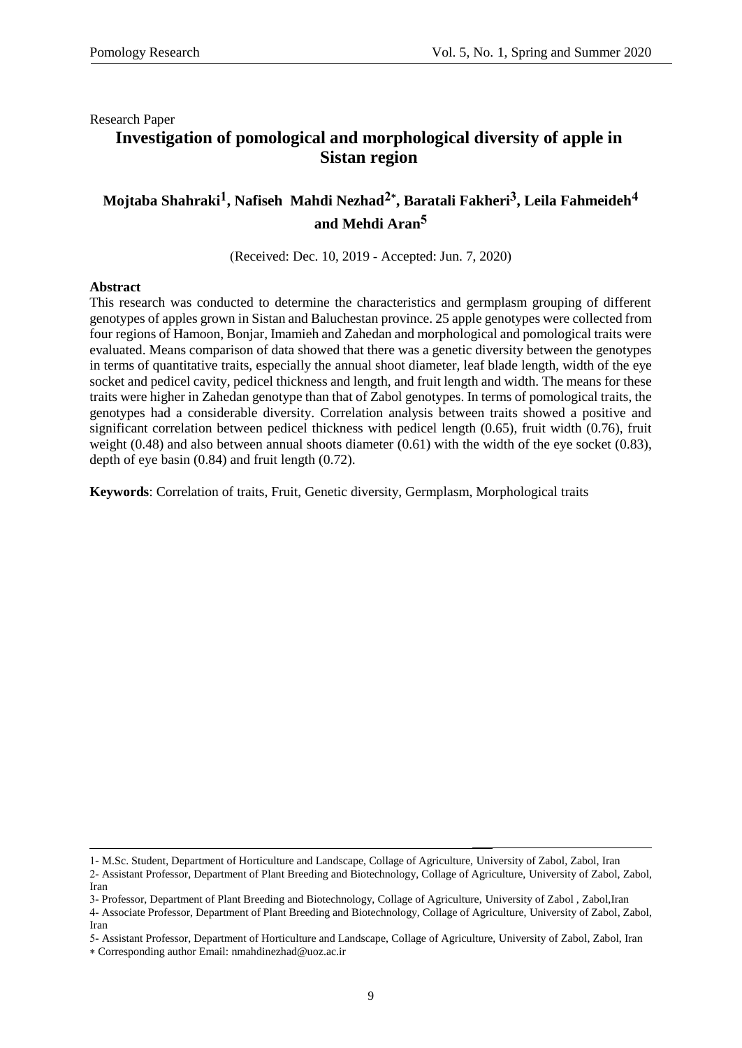Research Paper

# Investigation of pomological and morphological diversity of apple in Sistan region

**Mojtaba Shahraki[1], Nafiseh Mahdi Nezhad[2*], Baratali Fakheri[3], Leila Fahmeideh[4] and Mehdi Aran[5]**

(Received: Dec. 10, 2019 - Accepted: Jun. 7, 2020)

**Abstract**

This research was conducted to determine the characteristics and germplasm grouping of different genotypes of apples grown in Sistan and Baluchestan province. 25 apple genotypes were collected from four regions of Hamoon, Bonjar, Imamieh and Zahedan and morphological and pomological traits were evaluated. Means comparison of data showed that there was a genetic diversity between the genotypes in terms of quantitative traits, especially the annual shoot diameter, leaf blade length, width of the eye socket and pedicel cavity, pedicel thickness and length, and fruit length and width. The means for these traits were higher in Zahedan genotype than that of Zabol genotypes. In terms of pomological traits, the genotypes had a considerable diversity. Correlation analysis between traits showed a positive and significant correlation between pedicel thickness with pedicel length (0.65), fruit width (0.76), fruit weight (0.48) and also between annual shoots diameter (0.61) with the width of the eye socket (0.83), depth of eye basin (0.84) and fruit length (0.72).

**Keywords**: Correlation of traits, Fruit, Genetic diversity, Germplasm, Morphological traits

---

1- M.Sc. Student, Department of Horticulture and Landscape, Collage of Agriculture, University of Zabol, Zabol, Iran

2- Assistant Professor, Department of Plant Breeding and Biotechnology, Collage of Agriculture, University of Zabol, Zabol, Iran

3- Professor, Department of Plant Breeding and Biotechnology, Collage of Agriculture, University of Zabol , Zabol,Iran

4- Associate Professor, Department of Plant Breeding and Biotechnology, Collage of Agriculture, University of Zabol, Zabol, Iran

5- Assistant Professor, Department of Horticulture and Landscape, Collage of Agriculture, University of Zabol, Zabol, Iran

* Corresponding author Email: nmahdinezhad@uoz.ac.ir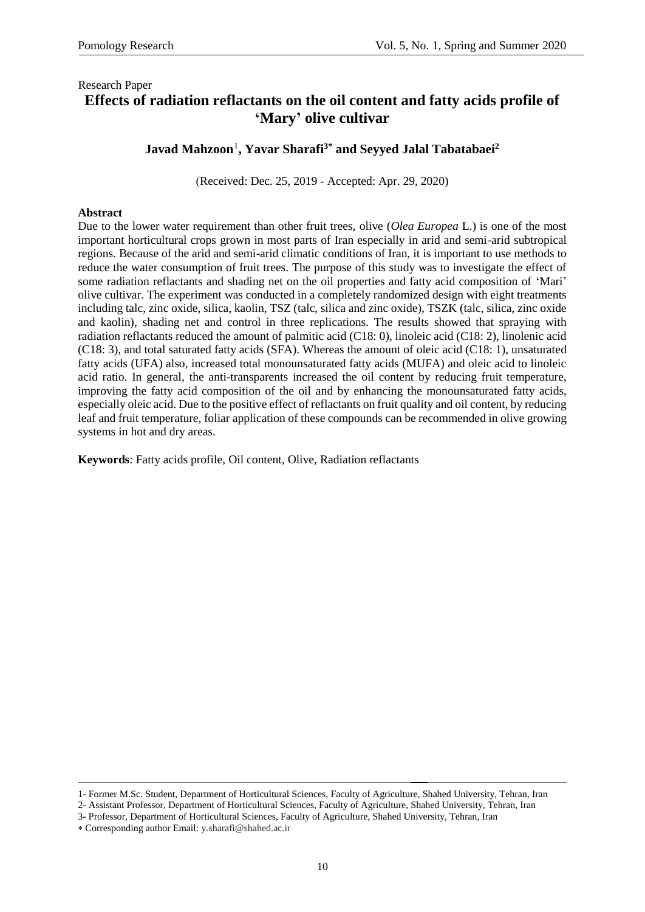Research Paper

# Effects of radiation reflactants on the oil content and fatty acids profile of 'Mary' olive cultivar

**Javad Mahzoon**[1]**, Yavar Sharafi**[3*] **and Seyyed Jalal Tabatabaei**[2]

(Received: Dec. 25, 2019 - Accepted: Apr. 29, 2020)

**Abstract**

Due to the lower water requirement than other fruit trees, olive (*Olea Europea* L.) is one of the most important horticultural crops grown in most parts of Iran especially in arid and semi-arid subtropical regions. Because of the arid and semi-arid climatic conditions of Iran, it is important to use methods to reduce the water consumption of fruit trees. The purpose of this study was to investigate the effect of some radiation reflactants and shading net on the oil properties and fatty acid composition of 'Mari' olive cultivar. The experiment was conducted in a completely randomized design with eight treatments including talc, zinc oxide, silica, kaolin, TSZ (talc, silica and zinc oxide), TSZK (talc, silica, zinc oxide and kaolin), shading net and control in three replications. The results showed that spraying with radiation reflactants reduced the amount of palmitic acid (C18: 0), linoleic acid (C18: 2), linolenic acid (C18: 3), and total saturated fatty acids (SFA). Whereas the amount of oleic acid (C18: 1), unsaturated fatty acids (UFA) also, increased total monounsaturated fatty acids (MUFA) and oleic acid to linoleic acid ratio. In general, the anti-transparents increased the oil content by reducing fruit temperature, improving the fatty acid composition of the oil and by enhancing the monounsaturated fatty acids, especially oleic acid. Due to the positive effect of reflactants on fruit quality and oil content, by reducing leaf and fruit temperature, foliar application of these compounds can be recommended in olive growing systems in hot and dry areas.

**Keywords**: Fatty acids profile, Oil content, Olive, Radiation reflactants

---

1- Former M.Sc. Student, Department of Horticultural Sciences, Faculty of Agriculture, Shahed University, Tehran, Iran

2- Assistant Professor, Department of Horticultural Sciences, Faculty of Agriculture, Shahed University, Tehran, Iran

3- Professor, Department of Horticultural Sciences, Faculty of Agriculture, Shahed University, Tehran, Iran

\* Corresponding author Email: y.sharafi@shahed.ac.ir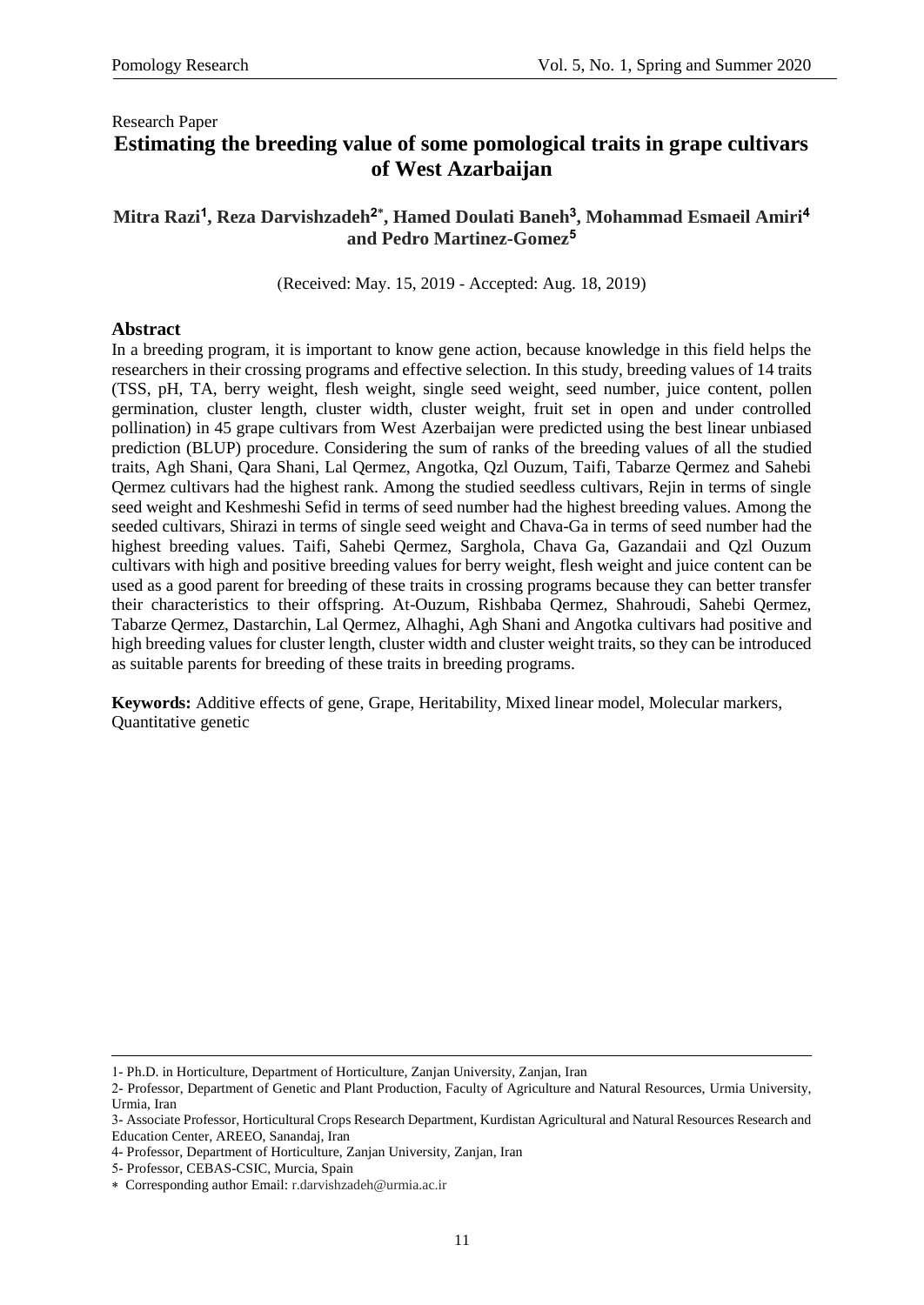Research Paper

# Estimating the breeding value of some pomological traits in grape cultivars of West Azarbaijan

**Mitra Razi[1], Reza Darvishzadeh[2*], Hamed Doulati Baneh[3], Mohammad Esmaeil Amiri[4] and Pedro Martinez-Gomez[5]**

(Received: May. 15, 2019 - Accepted: Aug. 18, 2019)

## Abstract

In a breeding program, it is important to know gene action, because knowledge in this field helps the researchers in their crossing programs and effective selection. In this study, breeding values of 14 traits (TSS, pH, TA, berry weight, flesh weight, single seed weight, seed number, juice content, pollen germination, cluster length, cluster width, cluster weight, fruit set in open and under controlled pollination) in 45 grape cultivars from West Azarbaijan were predicted using the best linear unbiased prediction (BLUP) procedure. Considering the sum of ranks of the breeding values of all the studied traits, Agh Shani, Qara Shani, Lal Qermez, Angotka, Qzl Ouzum, Taifi, Tabarze Qermez and Sahebi Qermez cultivars had the highest rank. Among the studied seedless cultivars, Rejin in terms of single seed weight and Keshmeshi Sefid in terms of seed number had the highest breeding values. Among the seeded cultivars, Shirazi in terms of single seed weight and Chava-Ga in terms of seed number had the highest breeding values. Taifi, Sahebi Qermez, Sarghola, Chava Ga, Gazandaii and Qzl Ouzum cultivars with high and positive breeding values for berry weight, flesh weight and juice content can be used as a good parent for breeding of these traits in crossing programs because they can better transfer their characteristics to their offspring. At-Ouzum, Rishbaba Qermez, Shahroudi, Sahebi Qermez, Tabarze Qermez, Dastarchin, Lal Qermez, Alhaghi, Agh Shani and Angotka cultivars had positive and high breeding values for cluster length, cluster width and cluster weight traits, so they can be introduced as suitable parents for breeding of these traits in breeding programs.

**Keywords:** Additive effects of gene, Grape, Heritability, Mixed linear model, Molecular markers, Quantitative genetic

---

1- Ph.D. in Horticulture, Department of Horticulture, Zanjan University, Zanjan, Iran

2- Professor, Department of Genetic and Plant Production, Faculty of Agriculture and Natural Resources, Urmia University, Urmia, Iran

3- Associate Professor, Horticultural Crops Research Department, Kurdistan Agricultural and Natural Resources Research and Education Center, AREEO, Sanandaj, Iran

4- Professor, Department of Horticulture, Zanjan University, Zanjan, Iran

5- Professor, CEBAS-CSIC, Murcia, Spain

* Corresponding author Email: r.darvishzadeh@urmia.ac.ir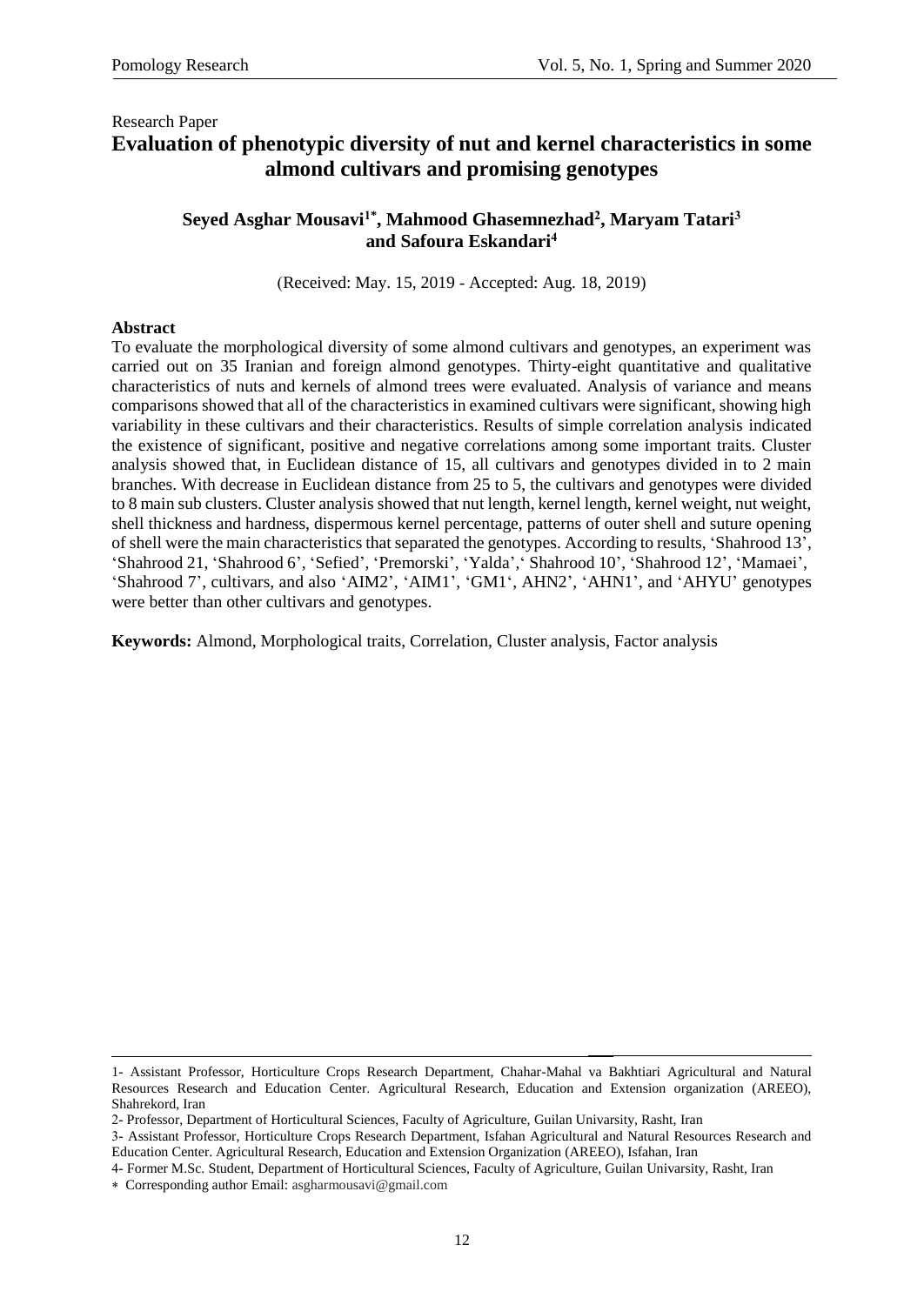Research Paper

# Evaluation of phenotypic diversity of nut and kernel characteristics in some almond cultivars and promising genotypes

**Seyed Asghar Mousavi[1*], Mahmood Ghasemnezhad[2], Maryam Tatari[3] and Safoura Eskandari[4]**

(Received: May. 15, 2019 - Accepted: Aug. 18, 2019)

## Abstract

To evaluate the morphological diversity of some almond cultivars and genotypes, an experiment was carried out on 35 Iranian and foreign almond genotypes. Thirty-eight quantitative and qualitative characteristics of nuts and kernels of almond trees were evaluated. Analysis of variance and means comparisons showed that all of the characteristics in examined cultivars were significant, showing high variability in these cultivars and their characteristics. Results of simple correlation analysis indicated the existence of significant, positive and negative correlations among some important traits. Cluster analysis showed that, in Euclidean distance of 15, all cultivars and genotypes divided in to 2 main branches. With decrease in Euclidean distance from 25 to 5, the cultivars and genotypes were divided to 8 main sub clusters. Cluster analysis showed that nut length, kernel length, kernel weight, nut weight, shell thickness and hardness, dispermous kernel percentage, patterns of outer shell and suture opening of shell were the main characteristics that separated the genotypes. According to results, 'Shahrood 13', 'Shahrood 21, 'Shahrood 6', 'Sefied', 'Premorski', 'Yalda',' Shahrood 10', 'Shahrood 12', 'Mamaei', 'Shahrood 7', cultivars, and also 'AIM2', 'AIM1', 'GM1', AHN2', 'AHN1', and 'AHYU' genotypes were better than other cultivars and genotypes.

**Keywords:** Almond, Morphological traits, Correlation, Cluster analysis, Factor analysis

---

1- Assistant Professor, Horticulture Crops Research Department, Chahar-Mahal va Bakhtiari Agricultural and Natural Resources Research and Education Center. Agricultural Research, Education and Extension organization (AREEO), Shahrekord, Iran

2- Professor, Department of Horticultural Sciences, Faculty of Agriculture, Guilan Univarsity, Rasht, Iran

3- Assistant Professor, Horticulture Crops Research Department, Isfahan Agricultural and Natural Resources Research and Education Center. Agricultural Research, Education and Extension Organization (AREEO), Isfahan, Iran

4- Former M.Sc. Student, Department of Horticultural Sciences, Faculty of Agriculture, Guilan Univarsity, Rasht, Iran

* Corresponding author Email: asgharmousavi@gmail.com